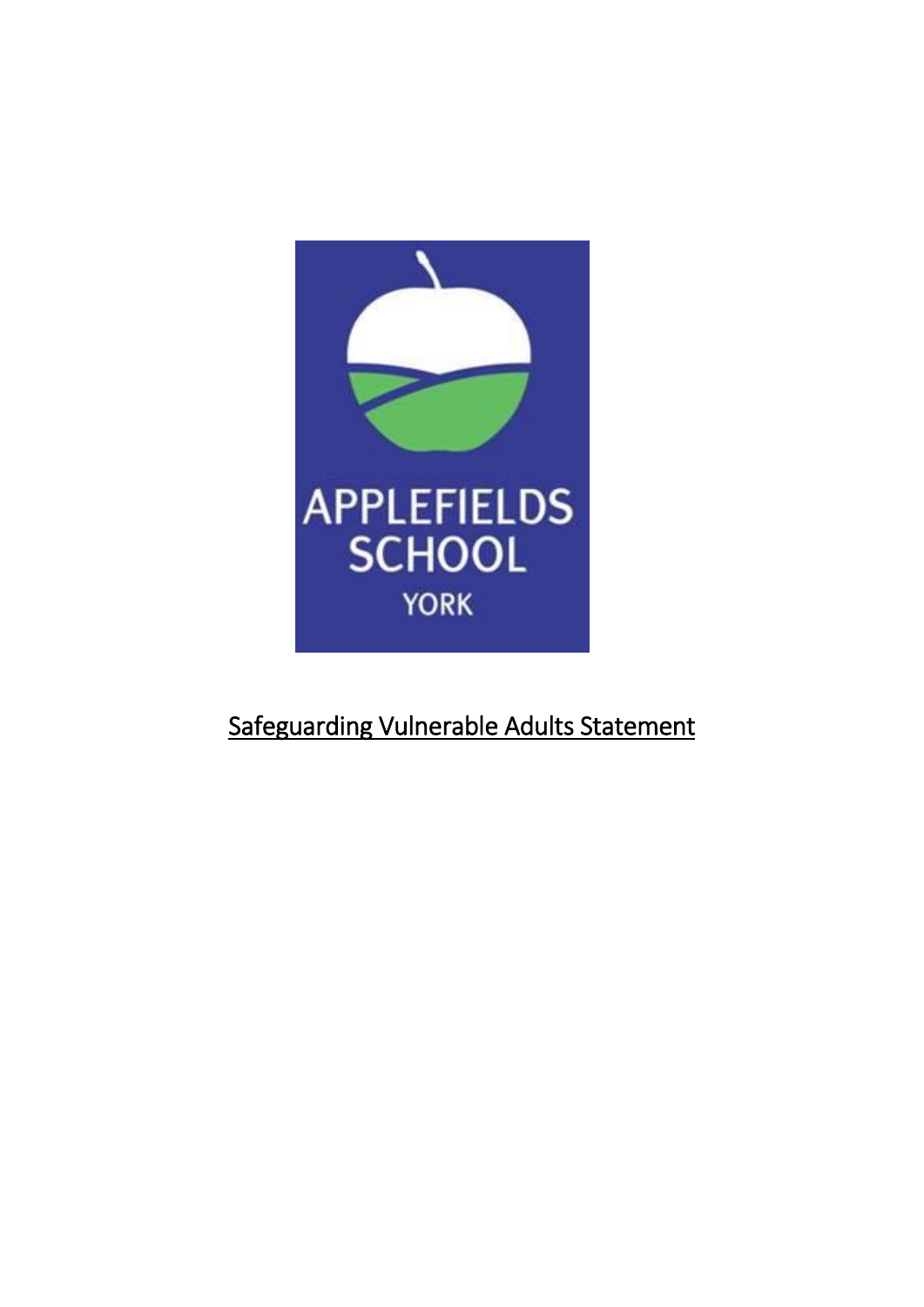APPLEFIELDS SCHOOL

YORK

# Safeguarding Vulnerable Adults Statement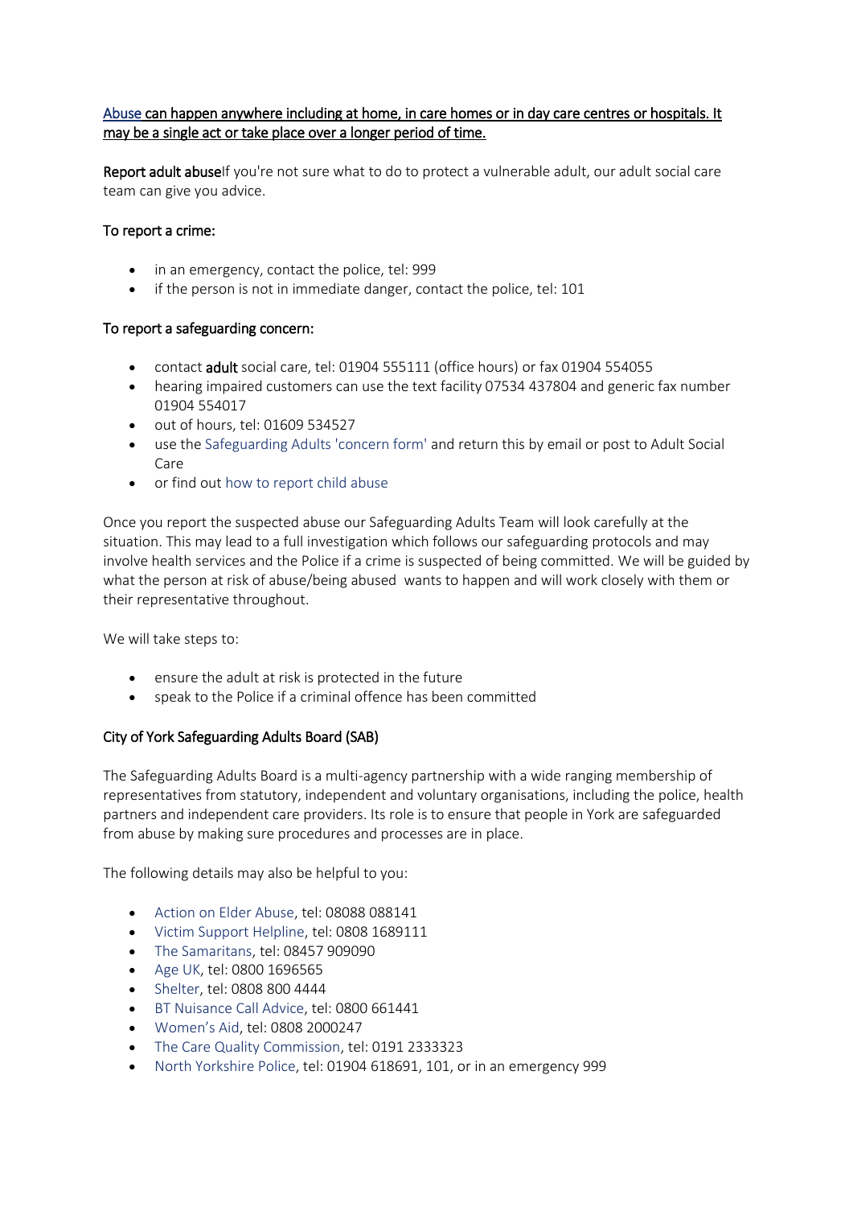[Abuse can happen anywhere including at home, in care homes or in day care centres or hospitals. It may be a single act or take place over a longer period of time.]

**Report adult abuse**If you're not sure what to do to protect a vulnerable adult, our adult social care team can give you advice.

To report a crime:

- in an emergency, contact the police, tel: 999
- if the person is not in immediate danger, contact the police, tel: 101

To report a safeguarding concern:

- contact **adult** social care, tel: 01904 555111 (office hours) or fax 01904 554055
- hearing impaired customers can use the text facility 07534 437804 and generic fax number 01904 554017
- out of hours, tel: 01609 534527
- use the Safeguarding Adults 'concern form' and return this by email or post to Adult Social Care
- or find out how to report child abuse

Once you report the suspected abuse our Safeguarding Adults Team will look carefully at the situation. This may lead to a full investigation which follows our safeguarding protocols and may involve health services and the Police if a crime is suspected of being committed. We will be guided by what the person at risk of abuse/being abused wants to happen and will work closely with them or their representative throughout.

We will take steps to:

- ensure the adult at risk is protected in the future
- speak to the Police if a criminal offence has been committed

City of York Safeguarding Adults Board (SAB)

The Safeguarding Adults Board is a multi-agency partnership with a wide ranging membership of representatives from statutory, independent and voluntary organisations, including the police, health partners and independent care providers. Its role is to ensure that people in York are safeguarded from abuse by making sure procedures and processes are in place.

The following details may also be helpful to you:

- Action on Elder Abuse, tel: 08088 088141
- Victim Support Helpline, tel: 0808 1689111
- The Samaritans, tel: 08457 909090
- Age UK, tel: 0800 1696565
- Shelter, tel: 0808 800 4444
- BT Nuisance Call Advice, tel: 0800 661441
- Women's Aid, tel: 0808 2000247
- The Care Quality Commission, tel: 0191 2333323
- North Yorkshire Police, tel: 01904 618691, 101, or in an emergency 999